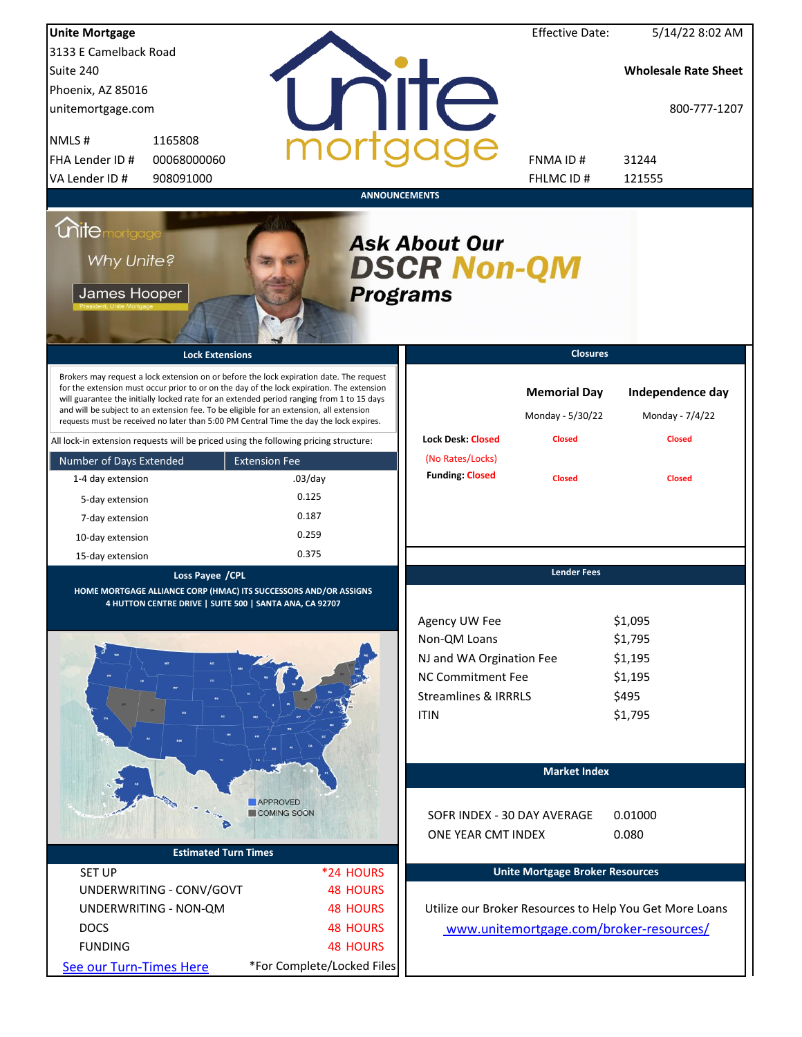**Unite Mortgage**
3133 E Camelback Road
Suite 240
Phoenix, AZ 85016
unitemortgage.com

| | |
|---|---|
| NMLS # | 1165808 |
| FHA Lender ID # | 00068000060 |
| VA Lender ID # | 908091000 |

Effective Date: 5/14/22 8:02 AM

**Wholesale Rate Sheet**

800-777-1207

| | |
|---|---|
| FNMA ID # | 31244 |
| FHLMC ID # | 121555 |

## ANNOUNCEMENTS

Why Unite? James Hooper, President, Unite Mortgage

***Ask About Our DSCR Non-QM Programs***

## Lock Extensions

Brokers may request a lock extension on or before the lock expiration date. The request for the extension must occur prior to or on the day of the lock expiration. The extension will guarantee the initially locked rate for an extended period ranging from 1 to 15 days and will be subject to an extension fee. To be eligible for an extension, all extension requests must be received no later than 5:00 PM Central Time the day the lock expires.

All lock-in extension requests will be priced using the following pricing structure:

| Number of Days Extended | Extension Fee |
|---|---|
| 1-4 day extension | .03/day |
| 5-day extension | 0.125 |
| 7-day extension | 0.187 |
| 10-day extension | 0.259 |
| 15-day extension | 0.375 |

## Closures

| | Memorial Day | Independence day |
|---|---|---|
| | Monday - 5/30/22 | Monday - 7/4/22 |
| Lock Desk: Closed (No Rates/Locks) | Closed | Closed |
| Funding: Closed | Closed | Closed |

## Loss Payee /CPL

**HOME MORTGAGE ALLIANCE CORP (HMAC) ITS SUCCESSORS AND/OR ASSIGNS**
**4 HUTTON CENTRE DRIVE | SUITE 500 | SANTA ANA, CA 92707**

APPROVED
COMING SOON

## Lender Fees

| | |
|---|---|
| Agency UW Fee | $1,095 |
| Non-QM Loans | $1,795 |
| NJ and WA Orgination Fee | $1,195 |
| NC Commitment Fee | $1,195 |
| Streamlines & IRRRLS | $495 |
| ITIN | $1,795 |

## Market Index

| | |
|---|---|
| SOFR INDEX - 30 DAY AVERAGE | 0.01000 |
| ONE YEAR CMT INDEX | 0.080 |

## Estimated Turn Times

| | |
|---|---|
| SET UP | *24 HOURS |
| UNDERWRITING - CONV/GOVT | 48 HOURS |
| UNDERWRITING - NON-QM | 48 HOURS |
| DOCS | 48 HOURS |
| FUNDING | 48 HOURS |

See our Turn-Times Here

*For Complete/Locked Files

## Unite Mortgage Broker Resources

Utilize our Broker Resources to Help You Get More Loans

www.unitemortgage.com/broker-resources/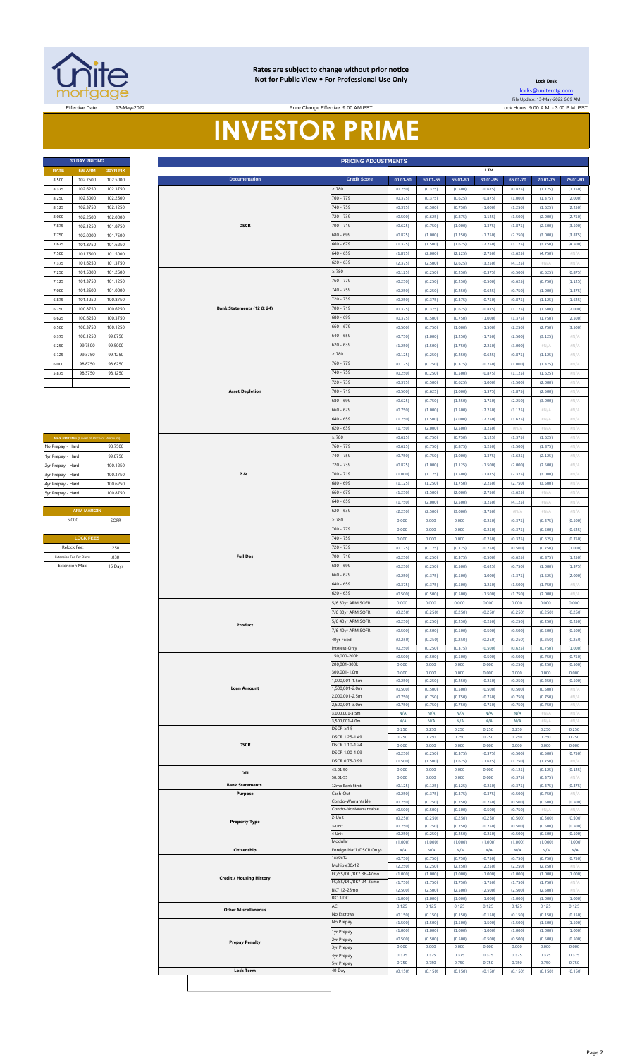**Rates are subject to change without prior notice**
**Not for Public View • For Professional Use Only**

**Lock Desk**
locks@unitemtg.com
File Update: 13-May-2022 6:09 AM
Lock Hours: 9:00 A.M. - 3:00 P.M. PST

Effective Date: 13-May-2022

Price Change Effective: 9:00 AM PST

# INVESTOR PRIME

| 30 DAY PRICING | | |
|---|---|---|
| RATE | 5/6 ARM | 30YR FIX |
| 8.500 | 102.7500 | 102.5000 |
| 8.375 | 102.6250 | 102.3750 |
| 8.250 | 102.5000 | 102.2500 |
| 8.125 | 102.3750 | 102.1250 |
| 8.000 | 102.2500 | 102.0000 |
| 7.875 | 102.1250 | 101.8750 |
| 7.750 | 102.0000 | 101.7500 |
| 7.625 | 101.8750 | 101.6250 |
| 7.500 | 101.7500 | 101.5000 |
| 7.375 | 101.6250 | 101.3750 |
| 7.250 | 101.5000 | 101.2500 |
| 7.125 | 101.3750 | 101.1250 |
| 7.000 | 101.2500 | 101.0000 |
| 6.875 | 101.1250 | 100.8750 |
| 6.750 | 100.8750 | 100.6250 |
| 6.625 | 100.6250 | 100.3750 |
| 6.500 | 100.3750 | 100.1250 |
| 6.375 | 100.1250 | 99.8750 |
| 6.250 | 99.7500 | 99.5000 |
| 6.125 | 99.3750 | 99.1250 |
| 6.000 | 98.8750 | 98.6250 |
| 5.875 | 98.3750 | 98.1250 |

| MAX PRICING (Lower of Price or Premium) | |
|---|---|
| No Prepay - Hard | 98.7500 |
| 1yr Prepay - Hard | 99.8750 |
| 2yr Prepay - Hard | 100.1250 |
| 3yr Prepay - Hard | 100.3750 |
| 4yr Prepay - Hard | 100.6250 |
| 5yr Prepay - Hard | 100.8750 |

| ARM MARGIN | |
|---|---|
| 5.000 | SOFR |

| LOCK FEES | |
|---|---|
| Relock Fee: | .250 |
| Extension Fee Per Diem: | .030 |
| Extension Max: | 15 Days |

| PRICING ADJUSTMENTS | | | | | | | | |
|---|---|---|---|---|---|---|---|---|
| | | LTV | | | | | | |
| Documentation | Credit Score | 00.01-50 | 50.01-55 | 55.01-60 | 60.01-65 | 65.01-70 | 70.01-75 | 75.01-80 |
| DSCR | ≥ 780 | (0.250) | (0.375) | (0.500) | (0.625) | (0.875) | (1.125) | (1.750) |
| | 760 - 779 | (0.375) | (0.375) | (0.625) | (0.875) | (1.000) | (1.375) | (2.000) |
| | 740 - 759 | (0.375) | (0.500) | (0.750) | (1.000) | (1.250) | (1.625) | (2.250) |
| | 720 - 739 | (0.500) | (0.625) | (0.875) | (1.125) | (1.500) | (2.000) | (2.750) |
| | 700 - 719 | (0.625) | (0.750) | (1.000) | (1.375) | (1.875) | (2.500) | (3.500) |
| | 680 - 699 | (0.875) | (1.000) | (1.250) | (1.750) | (2.250) | (3.000) | (3.875) |
| | 660 - 679 | (1.375) | (1.500) | (1.625) | (2.250) | (3.125) | (3.750) | (4.500) |
| | 640 - 659 | (1.875) | (2.000) | (2.125) | (2.750) | (3.625) | (4.750) | #N/A |
| | 620 - 639 | (2.375) | (2.500) | (2.625) | (3.250) | (4.125) | #N/A | #N/A |
| Bank Statements (12 & 24) | ≥ 780 | (0.125) | (0.250) | (0.250) | (0.375) | (0.500) | (0.625) | (0.875) |
| | 760 - 779 | (0.250) | (0.250) | (0.250) | (0.500) | (0.625) | (0.750) | (1.125) |
| | 740 - 759 | (0.250) | (0.250) | (0.250) | (0.625) | (0.750) | (1.000) | (1.375) |
| | 720 - 739 | (0.250) | (0.375) | (0.375) | (0.750) | (0.875) | (1.125) | (1.625) |
| | 700 - 719 | (0.375) | (0.375) | (0.625) | (0.875) | (1.125) | (1.500) | (2.000) |
| | 680 - 699 | (0.375) | (0.500) | (0.750) | (1.000) | (1.375) | (1.750) | (2.500) |
| | 660 - 679 | (0.500) | (0.750) | (1.000) | (1.500) | (2.250) | (2.750) | (3.500) |
| | 640 - 659 | (0.750) | (1.000) | (1.250) | (1.750) | (2.500) | (3.125) | #N/A |
| | 620 - 639 | (1.250) | (1.500) | (1.750) | (2.250) | (3.000) | #N/A | #N/A |
| Asset Depletion | ≥ 780 | (0.125) | (0.250) | (0.250) | (0.625) | (0.875) | (1.125) | #N/A |
| | 760 - 779 | (0.125) | (0.250) | (0.375) | (0.750) | (1.000) | (1.375) | #N/A |
| | 740 - 759 | (0.250) | (0.250) | (0.500) | (0.875) | (1.125) | (1.625) | #N/A |
| | 720 - 739 | (0.375) | (0.500) | (0.625) | (1.000) | (1.500) | (2.000) | #N/A |
| | 700 - 719 | (0.500) | (0.625) | (1.000) | (1.375) | (1.875) | (2.500) | #N/A |
| | 680 - 699 | (0.625) | (0.750) | (1.250) | (1.750) | (2.250) | (3.000) | #N/A |
| | 660 - 679 | (0.750) | (1.000) | (1.500) | (2.250) | (3.125) | #N/A | #N/A |
| | 640 - 659 | (1.250) | (1.500) | (2.000) | (2.750) | (3.625) | #N/A | #N/A |
| | 620 - 639 | (1.750) | (2.000) | (2.500) | (3.250) | #N/A | #N/A | #N/A |
| P & L | ≥ 780 | (0.625) | (0.750) | (0.750) | (1.125) | (1.375) | (1.625) | #N/A |
| | 760 - 779 | (0.625) | (0.750) | (0.875) | (1.250) | (1.500) | (1.875) | #N/A |
| | 740 - 759 | (0.750) | (0.750) | (1.000) | (1.375) | (1.625) | (2.125) | #N/A |
| | 720 - 739 | (0.875) | (1.000) | (1.125) | (1.500) | (2.000) | (2.500) | #N/A |
| | 700 - 719 | (1.000) | (1.125) | (1.500) | (1.875) | (2.375) | (3.000) | #N/A |
| | 680 - 699 | (1.125) | (1.250) | (1.750) | (2.250) | (2.750) | (3.500) | #N/A |
| | 660 - 679 | (1.250) | (1.500) | (2.000) | (2.750) | (3.625) | #N/A | #N/A |
| | 640 - 659 | (1.750) | (2.000) | (2.500) | (3.250) | (4.125) | #N/A | #N/A |
| | 620 - 639 | (2.250) | (2.500) | (3.000) | (3.750) | #N/A | #N/A | #N/A |
| Full Doc | ≥ 780 | 0.000 | 0.000 | 0.000 | (0.250) | (0.375) | (0.375) | (0.500) |
| | 760 - 779 | 0.000 | 0.000 | 0.000 | (0.250) | (0.375) | (0.500) | (0.625) |
| | 740 - 759 | 0.000 | 0.000 | 0.000 | (0.250) | (0.375) | (0.625) | (0.750) |
| | 720 - 739 | (0.125) | (0.125) | (0.125) | (0.250) | (0.500) | (0.750) | (1.000) |
| | 700 - 719 | (0.250) | (0.250) | (0.375) | (0.500) | (0.625) | (0.875) | (1.250) |
| | 680 - 699 | (0.250) | (0.250) | (0.500) | (0.625) | (0.750) | (1.000) | (1.375) |
| | 660 - 679 | (0.250) | (0.375) | (0.500) | (1.000) | (1.375) | (1.625) | (2.000) |
| | 640 - 659 | (0.375) | (0.375) | (0.500) | (1.250) | (1.500) | (1.750) | #N/A |
| | 620 - 639 | (0.500) | (0.500) | (0.500) | (1.500) | (1.750) | (2.000) | #N/A |
| Product | 5/6 30yr ARM SOFR | 0.000 | 0.000 | 0.000 | 0.000 | 0.000 | 0.000 | 0.000 |
| | 7/6 30yr ARM SOFR | (0.250) | (0.250) | (0.250) | (0.250) | (0.250) | (0.250) | (0.250) |
| | 5/6 40yr ARM SOFR | (0.250) | (0.250) | (0.250) | (0.250) | (0.250) | (0.250) | (0.250) |
| | 7/6 40yr ARM SOFR | (0.500) | (0.500) | (0.500) | (0.500) | (0.500) | (0.500) | (0.500) |
| | 40yr Fixed | (0.250) | (0.250) | (0.250) | (0.250) | (0.250) | (0.250) | (0.250) |
| | Interest-Only | (0.250) | (0.250) | (0.375) | (0.500) | (0.625) | (0.750) | (1.000) |
| Loan Amount | 150,000-200k | (0.500) | (0.500) | (0.500) | (0.500) | (0.500) | (0.750) | (0.750) |
| | 200,001-300k | 0.000 | 0.000 | 0.000 | 0.000 | (0.250) | (0.250) | (0.500) |
| | 300,001-1.0m | 0.000 | 0.000 | 0.000 | 0.000 | 0.000 | 0.000 | 0.000 |
| | 1,000,001-1.5m | (0.250) | (0.250) | (0.250) | (0.250) | (0.250) | (0.250) | (0.500) |
| | 1,500,001-2.0m | (0.500) | (0.500) | (0.500) | (0.500) | (0.500) | (0.500) | #N/A |
| | 2,000,001-2.5m | (0.750) | (0.750) | (0.750) | (0.750) | (0.750) | (0.750) | #N/A |
| | 2,500,001-3.0m | (0.750) | (0.750) | (0.750) | (0.750) | (0.750) | (0.750) | #N/A |
| | 3,000,001-3.5m | N/A | N/A | N/A | N/A | N/A | #N/A | #N/A |
| | 3,500,001-4.0m | N/A | N/A | N/A | N/A | N/A | #N/A | #N/A |
| DSCR | DSCR ≥1.5 | 0.250 | 0.250 | 0.250 | 0.250 | 0.250 | 0.250 | 0.250 |
| | DSCR 1.25-1.49 | 0.250 | 0.250 | 0.250 | 0.250 | 0.250 | 0.250 | 0.250 |
| | DSCR 1.10-1.24 | 0.000 | 0.000 | 0.000 | 0.000 | 0.000 | 0.000 | 0.000 |
| | DSCR 1.00-1.09 | (0.250) | (0.250) | (0.375) | (0.375) | (0.500) | (0.500) | (0.750) |
| | DSCR 0.75-0.99 | (1.500) | (1.500) | (1.625) | (1.625) | (1.750) | (1.750) | #N/A |
| DTI | 43.01-50 | 0.000 | 0.000 | 0.000 | 0.000 | (0.125) | (0.125) | (0.125) |
| | 50.01-55 | 0.000 | 0.000 | 0.000 | 0.000 | (0.375) | (0.375) | #N/A |
| Bank Statements | 12mo Bank Stmt | (0.125) | (0.125) | (0.125) | (0.250) | (0.375) | (0.375) | (0.375) |
| Purpose | Cash-Out | (0.250) | (0.375) | (0.375) | (0.375) | (0.500) | (0.750) | #N/A |
| Property Type | Condo-Warrantable | (0.250) | (0.250) | (0.250) | (0.250) | (0.500) | (0.500) | (0.500) |
| | Condo-NonWarrantable | (0.500) | (0.500) | (0.500) | (0.500) | (0.750) | #N/A | #N/A |
| | 2-Unit | (0.250) | (0.250) | (0.250) | (0.250) | (0.500) | (0.500) | (0.500) |
| | 3-Unit | (0.250) | (0.250) | (0.250) | (0.250) | (0.500) | (0.500) | (0.500) |
| | 4-Unit | (0.250) | (0.250) | (0.250) | (0.250) | (0.500) | (0.500) | (0.500) |
| | Modular | (1.000) | (1.000) | (1.000) | (1.000) | (1.000) | (1.000) | (1.000) |
| Citizenship | Foreign Nat'l (DSCR Only) | N/A | N/A | N/A | N/A | N/A | N/A | N/A |
| Credit / Housing History | 1x30x12 | (0.750) | (0.750) | (0.750) | (0.750) | (0.750) | (0.750) | (0.750) |
| | Multiple30x12 | (2.250) | (2.250) | (2.250) | (2.250) | (2.250) | (2.250) | #N/A |
| | FC/SS/DIL/BK7 36-47mo | (1.000) | (1.000) | (1.000) | (1.000) | (1.000) | (1.000) | (1.000) |
| | FC/SS/DIL/BK7 24-35mo | (1.750) | (1.750) | (1.750) | (1.750) | (1.750) | (1.750) | #N/A |
| | BK7 12-23mo | (2.500) | (2.500) | (2.500) | (2.500) | (2.500) | (2.500) | #N/A |
| | BK13 DC | (1.000) | (1.000) | (1.000) | (1.000) | (1.000) | (1.000) | (1.000) |
| Other Miscellaneous | ACH | 0.125 | 0.125 | 0.125 | 0.125 | 0.125 | 0.125 | 0.125 |
| | No Escrows | (0.150) | (0.150) | (0.150) | (0.150) | (0.150) | (0.150) | (0.150) |
| Prepay Penalty | No Prepay | (1.500) | (1.500) | (1.500) | (1.500) | (1.500) | (1.500) | (1.500) |
| | 1yr Prepay | (1.000) | (1.000) | (1.000) | (1.000) | (1.000) | (1.000) | (1.000) |
| | 2yr Prepay | (0.500) | (0.500) | (0.500) | (0.500) | (0.500) | (0.500) | (0.500) |
| | 3yr Prepay | 0.000 | 0.000 | 0.000 | 0.000 | 0.000 | 0.000 | 0.000 |
| | 4yr Prepay | 0.375 | 0.375 | 0.375 | 0.375 | 0.375 | 0.375 | 0.375 |
| | 5yr Prepay | 0.750 | 0.750 | 0.750 | 0.750 | 0.750 | 0.750 | 0.750 |
| Lock Term | 40 Day | (0.150) | (0.150) | (0.150) | (0.150) | (0.150) | (0.150) | (0.150) |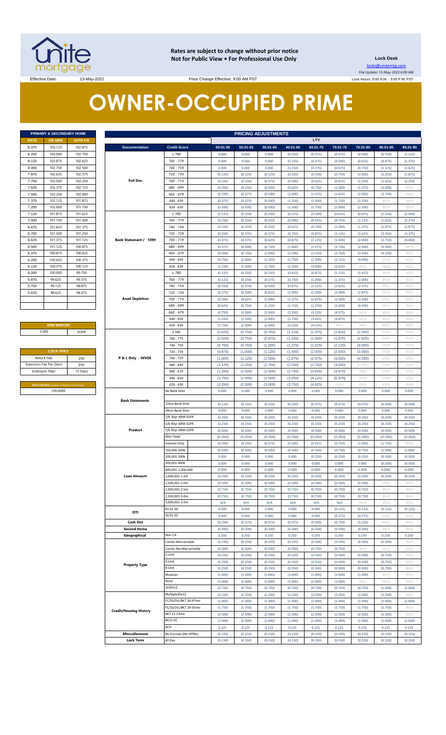**Rates are subject to change without prior notice**
**Not for Public View • For Professional Use Only**

**Lock Desk**
locks@unitemtg.com
File Update: 13-May-2022 6:09 AM

Effective Date: 13-May-2022 | Price Change Effective: 9:00 AM PST | Lock Hours: 9:00 A.M. - 3:00 P.M. PST

# OWNER-OCCUPIED PRIME

| PRIMARY & SECONDARY HOME | | |
|---|---|---|
| **RATE** | **5/6 ARM** | **30YR FIX** |
| 8.375 | 103.125 | 102.875 |
| 8.250 | 103.000 | 102.750 |
| 8.125 | 102.875 | 102.625 |
| 8.000 | 102.750 | 102.500 |
| 7.875 | 102.625 | 102.375 |
| 7.750 | 102.500 | 102.250 |
| 7.625 | 102.375 | 102.125 |
| 7.500 | 102.250 | 102.000 |
| 7.375 | 102.125 | 101.875 |
| 7.250 | 102.000 | 101.750 |
| 7.125 | 101.875 | 101.625 |
| 7.000 | 101.750 | 101.500 |
| 6.875 | 101.625 | 101.375 |
| 6.750 | 101.500 | 101.250 |
| 6.625 | 101.375 | 101.125 |
| 6.500 | 101.125 | 100.875 |
| 6.375 | 100.875 | 100.625 |
| 6.250 | 100.625 | 100.375 |
| 6.125 | 100.375 | 100.125 |
| 6.000 | 100.000 | 99.750 |
| 5.875 | 99.625 | 99.375 |
| 5.750 | 99.125 | 98.875 |
| 5.625 | 98.625 | 98.375 |

| ARM MARGIN | |
|---|---|
| 5.000 | SOFR |

| LOCK FEES | |
|---|---|
| Relock Fee: | .250 |
| Extension Fee Per Diem | .030 |
| Extension Max: | 15 Days |

| MAX PRICING (Lower of Price or Premium) |
|---|
| 100.0000 |

| PRICING ADJUSTMENTS | | | | | | | | | | |
|---|---|---|---|---|---|---|---|---|---|---|
| | | LTV | | | | | | | | |
| **Documentation** | **Credit Score** | **00.01-50** | **50.01-55** | **55.01-60** | **60.01-65** | **65.01-70** | **70.01-75** | **75.01-80** | **80.01-85** | **85.01-90** |
| Full Doc | ≥ 780 | 0.000 | 0.000 | 0.000 | (0.250) | (0.375) | (0.375) | (0.500) | (0.750) | (1.125) |
| | 760 - 779 | 0.000 | 0.000 | 0.000 | (0.250) | (0.375) | (0.500) | (0.625) | (0.875) | (1.375) |
| | 740 - 759 | 0.000 | 0.000 | 0.000 | (0.250) | (0.375) | (0.625) | (0.750) | (1.125) | (1.625) |
| | 720 - 739 | (0.125) | (0.125) | (0.125) | (0.250) | (0.500) | (0.750) | (1.000) | (1.250) | (1.875) |
| | 700 - 719 | (0.250) | (0.250) | (0.375) | (0.500) | (0.625) | (0.875) | (1.250) | (1.625) | (2.250) |
| | 680 - 699 | (0.250) | (0.250) | (0.500) | (0.625) | (0.750) | (1.000) | (1.375) | (2.000) | #N/A |
| | 660 - 679 | (0.250) | (0.375) | (0.500) | (1.000) | (1.375) | (1.625) | (2.000) | (2.750) | #N/A |
| | 640 - 659 | (0.375) | (0.375) | (0.500) | (1.250) | (1.500) | (1.750) | (2.250) | #N/A | #N/A |
| | 620 - 639 | (0.500) | (0.500) | (0.500) | (1.500) | (1.750) | (2.000) | (2.500) | #N/A | #N/A |
| Bank Statement / 1099 | ≥ 780 | (0.125) | (0.250) | (0.250) | (0.375) | (0.500) | (0.625) | (0.875) | (1.250) | (2.000) |
| | 760 - 779 | (0.250) | (0.250) | (0.250) | (0.500) | (0.625) | (0.750) | (1.125) | (1.625) | (2.375) |
| | 740 - 759 | (0.250) | (0.250) | (0.250) | (0.625) | (0.750) | (1.000) | (1.375) | (1.875) | (2.875) |
| | 720 - 739 | (0.250) | (0.375) | (0.375) | (0.750) | (0.875) | (1.125) | (1.625) | (2.250) | (3.375) |
| | 700 - 719 | (0.375) | (0.375) | (0.625) | (0.875) | (1.125) | (1.500) | (2.000) | (2.750) | (4.000) |
| | 680 - 699 | (0.375) | (0.500) | (0.750) | (1.000) | (1.375) | (1.750) | (2.500) | (3.500) | #N/A |
| | 660 - 679 | (0.500) | (0.750) | (1.000) | (1.500) | (2.250) | (2.750) | (3.500) | (4.250) | #N/A |
| | 640 - 659 | (0.750) | (1.000) | (1.250) | (1.750) | (2.500) | (3.125) | (4.000) | #N/A | #N/A |
| | 620 - 639 | (1.250) | (1.500) | (1.750) | (2.250) | (3.000) | (3.625) | #N/A | #N/A | #N/A |
| Asset Depletion | ≥ 780 | (0.125) | (0.250) | (0.250) | (0.625) | (0.875) | (1.125) | (1.625) | #N/A | #N/A |
| | 760 - 779 | (0.125) | (0.250) | (0.375) | (0.750) | (1.000) | (1.375) | (2.000) | #N/A | #N/A |
| | 740 - 759 | (0.250) | (0.250) | (0.500) | (0.875) | (1.125) | (1.625) | (2.375) | #N/A | #N/A |
| | 720 - 739 | (0.375) | (0.500) | (0.625) | (1.000) | (1.500) | (2.000) | (2.875) | #N/A | #N/A |
| | 700 - 719 | (0.500) | (0.625) | (1.000) | (1.375) | (1.875) | (2.500) | (3.500) | #N/A | #N/A |
| | 680 - 699 | (0.625) | (0.750) | (1.250) | (1.750) | (2.250) | (3.000) | (4.500) | #N/A | #N/A |
| | 660 - 679 | (0.750) | (1.000) | (1.500) | (2.250) | (3.125) | (4.375) | #N/A | #N/A | #N/A |
| | 640 - 659 | (1.250) | (1.500) | (2.000) | (2.750) | (3.625) | (4.875) | #N/A | #N/A | #N/A |
| | 620 - 639 | (1.750) | (2.000) | (2.500) | (3.250) | (4.125) | #N/A | #N/A | #N/A | #N/A |
| P & L Only - WVOE | ≥ 780 | (0.625) | (0.750) | (0.750) | (1.125) | (1.375) | (1.625) | (2.250) | #N/A | #N/A |
| | 760 - 779 | (0.625) | (0.750) | (0.875) | (1.250) | (1.500) | (1.875) | (2.625) | #N/A | #N/A |
| | 740 - 759 | (0.750) | (0.750) | (1.000) | (1.375) | (1.625) | (2.125) | (3.000) | #N/A | #N/A |
| | 720 - 739 | (0.875) | (1.000) | (1.125) | (1.500) | (2.000) | (2.500) | (3.500) | #N/A | #N/A |
| | 700 - 719 | (1.000) | (1.125) | (1.500) | (1.875) | (2.375) | (3.000) | (4.250) | #N/A | #N/A |
| | 680 - 699 | (1.125) | (1.250) | (1.750) | (2.250) | (2.750) | (3.500) | (5.000) | #N/A | #N/A |
| | 660 - 679 | (1.250) | (1.500) | (2.000) | (2.750) | (3.625) | (4.875) | #N/A | #N/A | #N/A |
| | 640 - 659 | (1.750) | (2.000) | (2.500) | (3.250) | (4.125) | (5.375) | #N/A | #N/A | #N/A |
| | 620 - 639 | (2.250) | (2.500) | (3.000) | (3.750) | (4.625) | #N/A | #N/A | #N/A | #N/A |
| Bank Statements | No Bank Stmt | 0.000 | 0.000 | 0.000 | 0.000 | 0.000 | 0.000 | 0.000 | 0.000 | 0.000 |
| | 12mo Bank Stmt | (0.125) | (0.125) | (0.125) | (0.250) | (0.375) | (0.375) | (0.375) | (0.500) | (0.500) |
| | 24mo Bank Stmt | 0.000 | 0.000 | 0.000 | 0.000 | 0.000 | 0.000 | 0.000 | 0.000 | 0.000 |
| Product | 7/6 30yr ARM SOFR | (0.250) | (0.250) | (0.250) | (0.250) | (0.250) | (0.250) | (0.250) | (0.250) | (0.250) |
| | 5/6 40yr ARM SOFR | (0.250) | (0.250) | (0.250) | (0.250) | (0.250) | (0.250) | (0.250) | (0.250) | (0.250) |
| | 7/6 40yr ARM SOFR | (0.500) | (0.500) | (0.500) | (0.500) | (0.500) | (0.500) | (0.500) | (0.500) | (0.500) |
| | 40yr Fixed | (0.250) | (0.250) | (0.250) | (0.250) | (0.250) | (0.250) | (0.250) | (0.250) | (0.250) |
| | Interest-Only | (0.250) | (0.250) | (0.375) | (0.500) | (0.625) | (0.750) | (1.000) | (1.750) | #N/A |
| Loan Amount | 150,000-200k | (0.500) | (0.500) | (0.500) | (0.500) | (0.500) | (0.750) | (0.750) | (1.000) | (1.000) |
| | 200,001-300k | 0.000 | 0.000 | 0.000 | 0.000 | (0.250) | (0.250) | (0.250) | (0.500) | (0.500) |
| | 300,001-400k | 0.000 | 0.000 | 0.000 | 0.000 | 0.000 | 0.000 | 0.000 | (0.500) | (0.500) |
| | 400,001-1,000,000 | 0.000 | 0.000 | 0.000 | 0.000 | 0.000 | 0.000 | 0.000 | 0.000 | 0.000 |
| | 1,000,001-1.5m | (0.250) | (0.250) | (0.250) | (0.250) | (0.250) | (0.250) | (0.250) | (0.250) | (0.250) |
| | 1,500,001-2.0m | (0.500) | (0.500) | (0.500) | (0.500) | (0.500) | (0.500) | (0.500) | #N/A | #N/A |
| | 2,000,001-2.5m | (0.750) | (0.750) | (0.750) | (0.750) | (0.750) | (0.750) | (0.750) | #N/A | #N/A |
| | 2,500,001-3.0m | (0.750) | (0.750) | (0.750) | (0.750) | (0.750) | (0.750) | (0.750) | #N/A | #N/A |
| | 3,000,001-3.5m | N/A | N/A | N/A | N/A | N/A | N/A | #N/A | #N/A | #N/A |
| DTI | 43.01-50 | 0.000 | 0.000 | 0.000 | 0.000 | 0.000 | (0.125) | (0.125) | (0.125) | (0.125) |
| | 50.01-55 | 0.000 | 0.000 | 0.000 | 0.000 | 0.000 | (0.375) | (0.375) | #N/A | #N/A |
| Cash Out | | (0.250) | (0.375) | (0.375) | (0.375) | (0.500) | (0.750) | (1.250) | #N/A | #N/A |
| Second Home | | (0.500) | (0.500) | (0.500) | (0.500) | (0.500) | (0.500) | (0.500) | #N/A | #N/A |
| Geographical | Non-CA | 0.250 | 0.250 | 0.250 | 0.250 | 0.250 | 0.250 | 0.250 | 0.250 | 0.250 |
| Property Type | Condo-Warrantable | (0.250) | (0.250) | (0.250) | (0.250) | (0.500) | (0.500) | (0.500) | (0.500) | #N/A |
| | Condo-NonWarrantable | (0.500) | (0.500) | (0.500) | (0.500) | (0.750) | (0.750) | #N/A | #N/A | #N/A |
| | 2-Unit | (0.250) | (0.250) | (0.250) | (0.250) | (0.500) | (0.500) | (0.500) | (0.750) | #N/A |
| | 3-Unit | (0.250) | (0.250) | (0.250) | (0.250) | (0.500) | (0.500) | (0.500) | (0.750) | #N/A |
| | 4-Unit | (0.250) | (0.250) | (0.250) | (0.250) | (0.500) | (0.500) | (0.500) | (0.750) | #N/A |
| | Modular | (1.000) | (1.000) | (1.000) | (1.000) | (1.000) | (1.000) | (1.000) | #N/A | #N/A |
| | Rural | (1.000) | (1.000) | (1.000) | (1.000) | (1.000) | (1.000) | #N/A | #N/A | #N/A |
| Credit/Housing History | 1x30x12 | (0.750) | (0.750) | (0.750) | (0.750) | (0.750) | (0.750) | (0.750) | (1.000) | (1.000) |
| | Multiple30x12 | (2.250) | (2.250) | (2.250) | (2.250) | (2.250) | (2.250) | (2.500) | (2.500) | #N/A |
| | FC/SS/DIL/BK7 36-47mo | (1.000) | (1.000) | (1.000) | (1.000) | (1.000) | (1.000) | (1.000) | (1.000) | (1.000) |
| | FC/SS/DIL/BK7 24-35mo | (1.750) | (1.750) | (1.750) | (1.750) | (1.750) | (1.750) | (1.750) | (1.750) | #N/A |
| | BK7 12-23mo | (2.500) | (2.500) | (2.500) | (2.500) | (2.500) | (2.500) | (2.500) | (2.500) | #N/A |
| | BK13 DC | (1.000) | (1.000) | (1.000) | (1.000) | (1.000) | (1.000) | (1.000) | (1.000) | (1.000) |
| | ACH | 0.125 | 0.125 | 0.125 | 0.125 | 0.125 | 0.125 | 0.125 | 0.125 | 0.125 |
| Misccellaneous | No Escrows (No HPML) | (0.150) | (0.150) | (0.150) | (0.150) | (0.150) | (0.150) | (0.150) | (0.150) | (0.150) |
| Lock Term | 40 Day | (0.150) | (0.150) | (0.150) | (0.150) | (0.150) | (0.150) | (0.150) | (0.150) | (0.150) |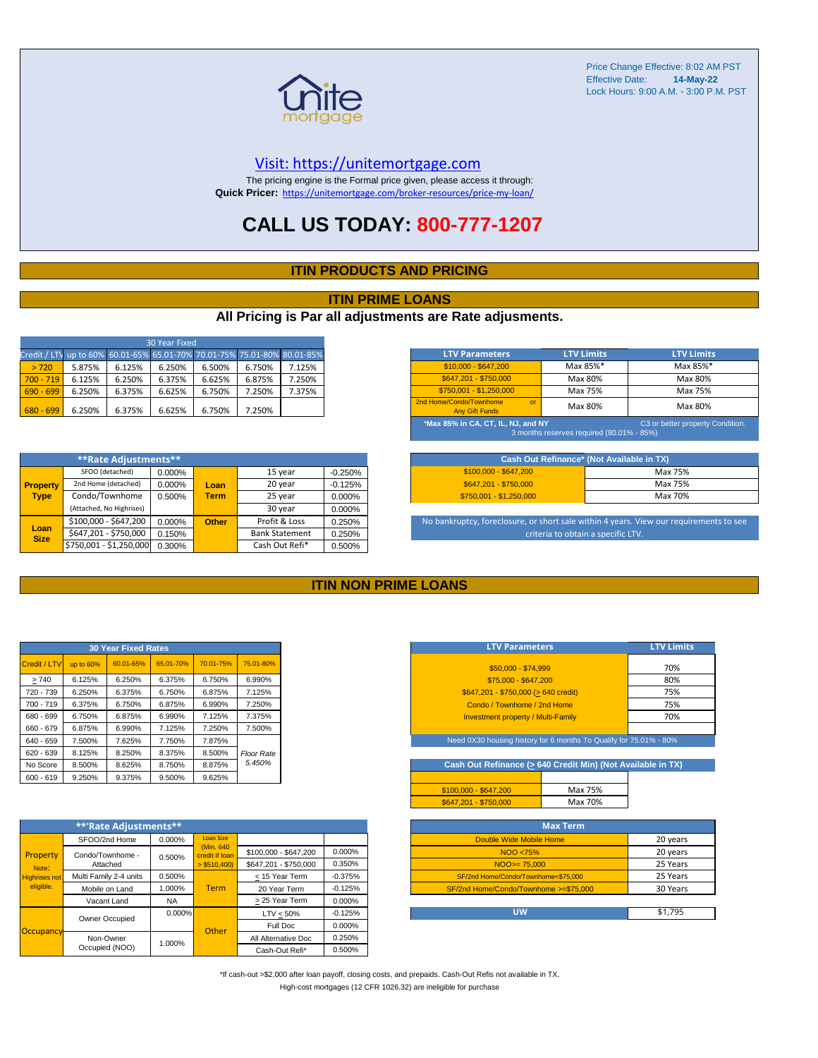Price Change Effective: 8:02 AM PST
Effective Date: **14-May-22**
Lock Hours: 9:00 A.M. - 3:00 P.M. PST

unite mortgage

Visit: https://unitemortgage.com

The pricing engine is the Formal price given, please access it through:
**Quick Pricer:** https://unitemortgage.com/broker-resources/price-my-loan/

# CALL US TODAY: 800-777-1207

## ITIN PRODUCTS AND PRICING

## ITIN PRIME LOANS

### All Pricing is Par all adjustments are Rate adjusments.

| 30 Year Fixed | | | | | | |
|---|---|---|---|---|---|---|
| Credit / LTV | up to 60% | 60.01-65% | 65.01-70% | 70.01-75% | 75.01-80% | 80.01-85% |
| > 720 | 5.875% | 6.125% | 6.250% | 6.500% | 6.750% | 7.125% |
| 700 - 719 | 6.125% | 6.250% | 6.375% | 6.625% | 6.875% | 7.250% |
| 690 - 699 | 6.250% | 6.375% | 6.625% | 6.750% | 7.250% | 7.375% |
| 680 - 699 | 6.250% | 6.375% | 6.625% | 6.750% | 7.250% | |

| LTV Parameters | LTV Limits | LTV Limits |
|---|---|---|
| $10,000 - $647,200 | Max 85%* | Max 85%* |
| $647,201 - $750,000 | Max 80% | Max 80% |
| $750,001 - $1,250,000 | Max 75% | Max 75% |
| 2nd Home/Condo/Townhome or Any Gift Funds | Max 80% | Max 80% |

*Max 85% in CA, CT, IL, NJ, and NY — C3 or better property Condition. 3 months reserves required (80.01% - 85%)

| **Rate Adjustments** | | | | | |
|---|---|---|---|---|---|
| Property Type | SFOO (detached) | 0.000% | Loan Term | 15 year | -0.250% |
| | 2nd Home (detached) | 0.000% | | 20 year | -0.125% |
| | Condo/Townhome | 0.500% | | 25 year | 0.000% |
| | (Attached, No Highrises) | | | 30 year | 0.000% |
| Loan Size | $100,000 - $647,200 | 0.000% | Other | Profit & Loss | 0.250% |
| | $647,201 - $750,000 | 0.150% | | Bank Statement | 0.250% |
| | $750,001 - $1,250,000 | 0.300% | | Cash Out Refi* | 0.500% |

| Cash Out Refinance* (Not Available in TX) | |
|---|---|
| $100,000 - $647,200 | Max 75% |
| $647,201 - $750,000 | Max 75% |
| $750,001 - $1,250,000 | Max 70% |

No bankruptcy, foreclosure, or short sale within 4 years. View our requirements to see criteria to obtain a specific LTV.

## ITIN NON PRIME LOANS

| 30 Year Fixed Rates | | | | | |
|---|---|---|---|---|---|
| Credit / LTV | up to 60% | 60.01-65% | 65.01-70% | 70.01-75% | 75.01-80% |
| > 740 | 6.125% | 6.250% | 6.375% | 6.750% | 6.990% |
| 720 - 739 | 6.250% | 6.375% | 6.750% | 6.875% | 7.125% |
| 700 - 719 | 6.375% | 6.750% | 6.875% | 6.990% | 7.250% |
| 680 - 699 | 6.750% | 6.875% | 6.990% | 7.125% | 7.375% |
| 660 - 679 | 6.875% | 6.990% | 7.125% | 7.250% | 7.500% |
| 640 - 659 | 7.500% | 7.625% | 7.750% | 7.875% | |
| 620 - 639 | 8.125% | 8.250% | 8.375% | 8.500% | *Floor Rate 5.450%* |
| No Score | 8.500% | 8.625% | 8.750% | 8.875% | |
| 600 - 619 | 9.250% | 9.375% | 9.500% | 9.625% | |

| LTV Parameters | LTV Limits |
|---|---|
| $50,000 - $74,999 | 70% |
| $75,000 - $647,200 | 80% |
| $647,201 - $750,000 (> 640 credit) | 75% |
| Condo / Townhome / 2nd Home | 75% |
| Investment property / Multi-Family | 70% |

Need 0X30 housing history for 6 months To Qualify for 75.01% - 80%

| Cash Out Refinance (> 640 Credit Min) (Not Available in TX) | |
|---|---|
| $100,000 - $647,200 | Max 75% |
| $647,201 - $750,000 | Max 70% |

| **Rate Adjustments** | | | | | |
|---|---|---|---|---|---|
| Property (Note: Highrises not eligible.) | SFOO/2nd Home | 0.000% | Loan Size (Min. 640 credit if loan > $510,400) | | |
| | Condo/Townhome - Attached | 0.500% | | $100,000 - $647,200 | 0.000% |
| | | | | $647,201 - $750,000 | 0.350% |
| | Multi Family 2-4 units | 0.500% | Term | < 15 Year Term | -0.375% |
| | Mobile on Land | 1.000% | | 20 Year Term | -0.125% |
| | Vacant Land | NA | | > 25 Year Term | 0.000% |
| Occupancy | Owner Occupied | 0.000% | Other | LTV < 50% | -0.125% |
| | | | | Full Doc | 0.000% |
| | Non-Owner Occupied (NOO) | 1.000% | | All Alternative Doc | 0.250% |
| | | | | Cash-Out Refi* | 0.500% |

| Max Term | |
|---|---|
| Double Wide Mobile Home | 20 years |
| NOO <75% | 20 years |
| NOO>= 75,000 | 25 Years |
| SF/2nd Home/Condo/Townhome<$75,000 | 25 Years |
| SF/2nd Home/Condo/Townhome >=$75,000 | 30 Years |

| UW | $1,795 |
|---|---|

*If cash-out >$2,000 after loan payoff, closing costs, and prepaids. Cash-Out Refis not available in TX.

High-cost mortgages (12 CFR 1026.32) are ineligible for purchase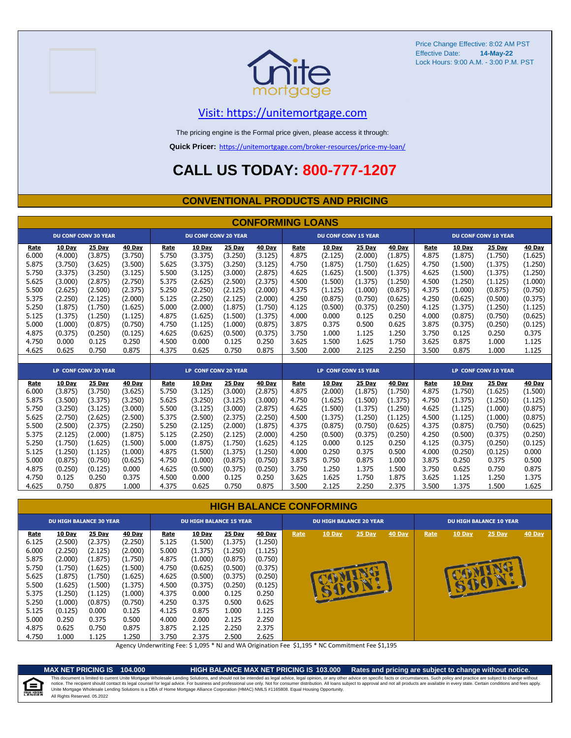Price Change Effective: 8:02 AM PST
Effective Date: **14-May-22**
Lock Hours: 9:00 A.M. - 3:00 P.M. PST

Visit: https://unitemortgage.com

The pricing engine is the Formal price given, please access it through:

**Quick Pricer:** https://unitemortgage.com/broker-resources/price-my-loan/

# CALL US TODAY: 800-777-1207

## CONVENTIONAL PRODUCTS AND PRICING

### CONFORMING LOANS

| DU CONF CONV 30 YEAR | | | | DU CONF CONV 20 YEAR | | | | DU CONF CONV 15 YEAR | | | | DU CONF CONV 10 YEAR | | | |
|---|---|---|---|---|---|---|---|---|---|---|---|---|---|---|---|
| Rate | 10 Day | 25 Day | 40 Day | Rate | 10 Day | 25 Day | 40 Day | Rate | 10 Day | 25 Day | 40 Day | Rate | 10 Day | 25 Day | 40 Day |
| 6.000 | (4.000) | (3.875) | (3.750) | 5.750 | (3.375) | (3.250) | (3.125) | 4.875 | (2.125) | (2.000) | (1.875) | 4.875 | (1.875) | (1.750) | (1.625) |
| 5.875 | (3.750) | (3.625) | (3.500) | 5.625 | (3.375) | (3.250) | (3.125) | 4.750 | (1.875) | (1.750) | (1.625) | 4.750 | (1.500) | (1.375) | (1.250) |
| 5.750 | (3.375) | (3.250) | (3.125) | 5.500 | (3.125) | (3.000) | (2.875) | 4.625 | (1.625) | (1.500) | (1.375) | 4.625 | (1.500) | (1.375) | (1.250) |
| 5.625 | (3.000) | (2.875) | (2.750) | 5.375 | (2.625) | (2.500) | (2.375) | 4.500 | (1.500) | (1.375) | (1.250) | 4.500 | (1.250) | (1.125) | (1.000) |
| 5.500 | (2.625) | (2.500) | (2.375) | 5.250 | (2.250) | (2.125) | (2.000) | 4.375 | (1.125) | (1.000) | (0.875) | 4.375 | (1.000) | (0.875) | (0.750) |
| 5.375 | (2.250) | (2.125) | (2.000) | 5.125 | (2.250) | (2.125) | (2.000) | 4.250 | (0.875) | (0.750) | (0.625) | 4.250 | (0.625) | (0.500) | (0.375) |
| 5.250 | (1.875) | (1.750) | (1.625) | 5.000 | (2.000) | (1.875) | (1.750) | 4.125 | (0.500) | (0.375) | (0.250) | 4.125 | (1.375) | (1.250) | (1.125) |
| 5.125 | (1.375) | (1.250) | (1.125) | 4.875 | (1.625) | (1.500) | (1.375) | 4.000 | 0.000 | 0.125 | 0.250 | 4.000 | (0.875) | (0.750) | (0.625) |
| 5.000 | (1.000) | (0.875) | (0.750) | 4.750 | (1.125) | (1.000) | (0.875) | 3.875 | 0.375 | 0.500 | 0.625 | 3.875 | (0.375) | (0.250) | (0.125) |
| 4.875 | (0.375) | (0.250) | (0.125) | 4.625 | (0.625) | (0.500) | (0.375) | 3.750 | 1.000 | 1.125 | 1.250 | 3.750 | 0.125 | 0.250 | 0.375 |
| 4.750 | 0.000 | 0.125 | 0.250 | 4.500 | 0.000 | 0.125 | 0.250 | 3.625 | 1.500 | 1.625 | 1.750 | 3.625 | 0.875 | 1.000 | 1.125 |
| 4.625 | 0.625 | 0.750 | 0.875 | 4.375 | 0.625 | 0.750 | 0.875 | 3.500 | 2.000 | 2.125 | 2.250 | 3.500 | 0.875 | 1.000 | 1.125 |

| LP CONF CONV 30 YEAR | | | | LP CONF CONV 20 YEAR | | | | LP CONF CONV 15 YEAR | | | | LP CONF CONV 10 YEAR | | | |
|---|---|---|---|---|---|---|---|---|---|---|---|---|---|---|---|
| Rate | 10 Day | 25 Day | 40 Day | Rate | 10 Day | 25 Day | 40 Day | Rate | 10 Day | 25 Day | 40 Day | Rate | 10 Day | 25 Day | 40 Day |
| 6.000 | (3.875) | (3.750) | (3.625) | 5.750 | (3.125) | (3.000) | (2.875) | 4.875 | (2.000) | (1.875) | (1.750) | 4.875 | (1.750) | (1.625) | (1.500) |
| 5.875 | (3.500) | (3.375) | (3.250) | 5.625 | (3.250) | (3.125) | (3.000) | 4.750 | (1.625) | (1.500) | (1.375) | 4.750 | (1.375) | (1.250) | (1.125) |
| 5.750 | (3.250) | (3.125) | (3.000) | 5.500 | (3.125) | (3.000) | (2.875) | 4.625 | (1.500) | (1.375) | (1.250) | 4.625 | (1.125) | (1.000) | (0.875) |
| 5.625 | (2.750) | (2.625) | (2.500) | 5.375 | (2.500) | (2.375) | (2.250) | 4.500 | (1.375) | (1.250) | (1.125) | 4.500 | (1.125) | (1.000) | (0.875) |
| 5.500 | (2.500) | (2.375) | (2.250) | 5.250 | (2.125) | (2.000) | (1.875) | 4.375 | (0.875) | (0.750) | (0.625) | 4.375 | (0.875) | (0.750) | (0.625) |
| 5.375 | (2.125) | (2.000) | (1.875) | 5.125 | (2.250) | (2.125) | (2.000) | 4.250 | (0.500) | (0.375) | (0.250) | 4.250 | (0.500) | (0.375) | (0.250) |
| 5.250 | (1.750) | (1.625) | (1.500) | 5.000 | (1.875) | (1.750) | (1.625) | 4.125 | 0.000 | 0.125 | 0.250 | 4.125 | (0.375) | (0.250) | (0.125) |
| 5.125 | (1.250) | (1.125) | (1.000) | 4.875 | (1.500) | (1.375) | (1.250) | 4.000 | 0.250 | 0.375 | 0.500 | 4.000 | (0.250) | (0.125) | 0.000 |
| 5.000 | (0.875) | (0.750) | (0.625) | 4.750 | (1.000) | (0.875) | (0.750) | 3.875 | 0.750 | 0.875 | 1.000 | 3.875 | 0.250 | 0.375 | 0.500 |
| 4.875 | (0.250) | (0.125) | 0.000 | 4.625 | (0.500) | (0.375) | (0.250) | 3.750 | 1.250 | 1.375 | 1.500 | 3.750 | 0.625 | 0.750 | 0.875 |
| 4.750 | 0.125 | 0.250 | 0.375 | 4.500 | 0.000 | 0.125 | 0.250 | 3.625 | 1.625 | 1.750 | 1.875 | 3.625 | 1.125 | 1.250 | 1.375 |
| 4.625 | 0.750 | 0.875 | 1.000 | 4.375 | 0.625 | 0.750 | 0.875 | 3.500 | 2.125 | 2.250 | 2.375 | 3.500 | 1.375 | 1.500 | 1.625 |

### HIGH BALANCE CONFORMING

| DU HIGH BALANCE 30 YEAR | | | | DU HIGH BALANCE 15 YEAR | | | | DU HIGH BALANCE 20 YEAR | | | | DU HIGH BALANCE 10 YEAR | | | |
|---|---|---|---|---|---|---|---|---|---|---|---|---|---|---|---|
| Rate | 10 Day | 25 Day | 40 Day | Rate | 10 Day | 25 Day | 40 Day | Rate | 10 Day | 25 Day | 40 Day | Rate | 10 Day | 25 Day | 40 Day |
| 6.125 | (2.500) | (2.375) | (2.250) | 5.125 | (1.500) | (1.375) | (1.250) | COMING SOON! | | | | COMING SOON! | | | |
| 6.000 | (2.250) | (2.125) | (2.000) | 5.000 | (1.375) | (1.250) | (1.125) | | | | | | | | |
| 5.875 | (2.000) | (1.875) | (1.750) | 4.875 | (1.000) | (0.875) | (0.750) | | | | | | | | |
| 5.750 | (1.750) | (1.625) | (1.500) | 4.750 | (0.625) | (0.500) | (0.375) | | | | | | | | |
| 5.625 | (1.875) | (1.750) | (1.625) | 4.625 | (0.500) | (0.375) | (0.250) | | | | | | | | |
| 5.500 | (1.625) | (1.500) | (1.375) | 4.500 | (0.375) | (0.250) | (0.125) | | | | | | | | |
| 5.375 | (1.250) | (1.125) | (1.000) | 4.375 | 0.000 | 0.125 | 0.250 | | | | | | | | |
| 5.250 | (1.000) | (0.875) | (0.750) | 4.250 | 0.375 | 0.500 | 0.625 | | | | | | | | |
| 5.125 | (0.125) | 0.000 | 0.125 | 4.125 | 0.875 | 1.000 | 1.125 | | | | | | | | |
| 5.000 | 0.250 | 0.375 | 0.500 | 4.000 | 2.000 | 2.125 | 2.250 | | | | | | | | |
| 4.875 | 0.625 | 0.750 | 0.875 | 3.875 | 2.125 | 2.250 | 2.375 | | | | | | | | |
| 4.750 | 1.000 | 1.125 | 1.250 | 3.750 | 2.375 | 2.500 | 2.625 | | | | | | | | |

Agency Underwriting Fee: $ 1,095 * NJ and WA Origination Fee $1,195 * NC Commitment Fee $1,195

**MAX NET PRICING IS 104.000** **HIGH BALANCE MAX NET PRICING IS 103.000** **Rates and pricing are subject to change without notice.**

This document is limited to current Unite Mortgage Wholesale Lending Solutions, and should not be intended as legal advice, legal opinion, or any other advice on specific facts or circumstances. Such policy and practice are subject to change without notice. The recipient should contact its legal counsel for legal advice. For business and professional use only. Not for consumer distribution. All loans subject to approval and not all products are available in every state. Certain conditions and fees apply. Unite Mortgage Wholesale Lending Solutions is a DBA of Home Mortgage Alliance Corporation (HMAC) NMLS #1165808. Equal Housing Opportunity.
All Rights Reserved. 05.2022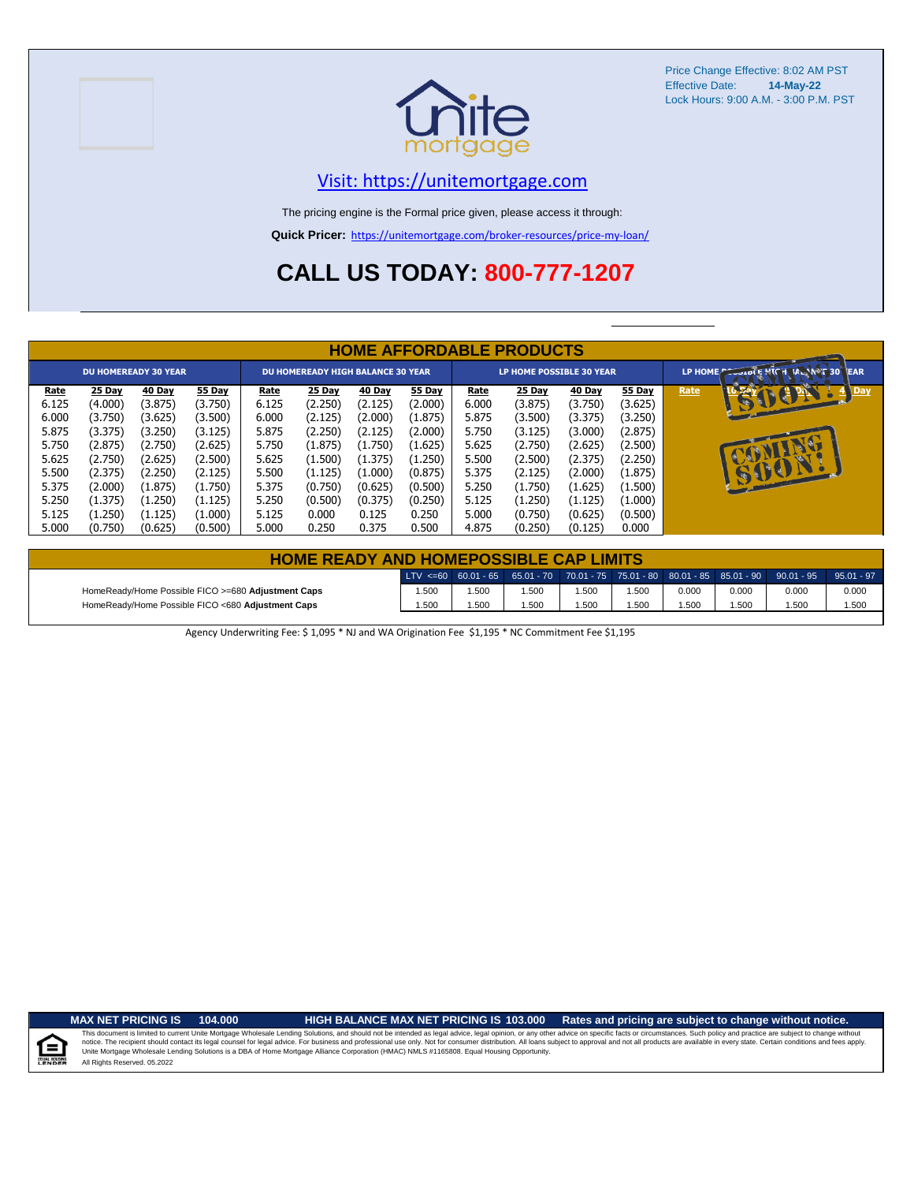Price Change Effective: 8:02 AM PST
Effective Date: **14-May-22**
Lock Hours: 9:00 A.M. - 3:00 P.M. PST

unite mortgage

Visit: https://unitemortgage.com

The pricing engine is the Formal price given, please access it through:

**Quick Pricer:** https://unitemortgage.com/broker-resources/price-my-loan/

## CALL US TODAY: 800-777-1207

## HOME AFFORDABLE PRODUCTS

| DU HOMEREADY 30 YEAR | | | | DU HOMEREADY HIGH BALANCE 30 YEAR | | | | LP HOME POSSIBLE 30 YEAR | | | | LP HOME POSSIBLE HIGH BALANCE 30 YEAR | | | |
|---|---|---|---|---|---|---|---|---|---|---|---|---|---|---|---|
| Rate | 25 Day | 40 Day | 55 Day | Rate | 25 Day | 40 Day | 55 Day | Rate | 25 Day | 40 Day | 55 Day | Rate | 10 Day | 25 Day | 40 Day |
| 6.125 | (4.000) | (3.875) | (3.750) | 6.125 | (2.250) | (2.125) | (2.000) | 6.000 | (3.875) | (3.750) | (3.625) | COMING SOON! | | | |
| 6.000 | (3.750) | (3.625) | (3.500) | 6.000 | (2.125) | (2.000) | (1.875) | 5.875 | (3.500) | (3.375) | (3.250) | | | | |
| 5.875 | (3.375) | (3.250) | (3.125) | 5.875 | (2.250) | (2.125) | (2.000) | 5.750 | (3.125) | (3.000) | (2.875) | | | | |
| 5.750 | (2.875) | (2.750) | (2.625) | 5.750 | (1.875) | (1.750) | (1.625) | 5.625 | (2.750) | (2.625) | (2.500) | | | | |
| 5.625 | (2.750) | (2.625) | (2.500) | 5.625 | (1.500) | (1.375) | (1.250) | 5.500 | (2.500) | (2.375) | (2.250) | | | | |
| 5.500 | (2.375) | (2.250) | (2.125) | 5.500 | (1.125) | (1.000) | (0.875) | 5.375 | (2.125) | (2.000) | (1.875) | | | | |
| 5.375 | (2.000) | (1.875) | (1.750) | 5.375 | (0.750) | (0.625) | (0.500) | 5.250 | (1.750) | (1.625) | (1.500) | | | | |
| 5.250 | (1.375) | (1.250) | (1.125) | 5.250 | (0.500) | (0.375) | (0.250) | 5.125 | (1.250) | (1.125) | (1.000) | | | | |
| 5.125 | (1.250) | (1.125) | (1.000) | 5.125 | 0.000 | 0.125 | 0.250 | 5.000 | (0.750) | (0.625) | (0.500) | | | | |
| 5.000 | (0.750) | (0.625) | (0.500) | 5.000 | 0.250 | 0.375 | 0.500 | 4.875 | (0.250) | (0.125) | 0.000 | | | | |

## HOME READY AND HOMEPOSSIBLE CAP LIMITS

| | LTV <=60 | 60.01 - 65 | 65.01 - 70 | 70.01 - 75 | 75.01 - 80 | 80.01 - 85 | 85.01 - 90 | 90.01 - 95 | 95.01 - 97 |
|---|---|---|---|---|---|---|---|---|---|
| HomeReady/Home Possible FICO >=680 **Adjustment Caps** | 1.500 | 1.500 | 1.500 | 1.500 | 1.500 | 0.000 | 0.000 | 0.000 | 0.000 |
| HomeReady/Home Possible FICO <680 **Adjustment Caps** | 1.500 | 1.500 | 1.500 | 1.500 | 1.500 | 1.500 | 1.500 | 1.500 | 1.500 |

Agency Underwriting Fee: $ 1,095 * NJ and WA Origination Fee $1,195 * NC Commitment Fee $1,195

**MAX NET PRICING IS 104.000** **HIGH BALANCE MAX NET PRICING IS 103.000** **Rates and pricing are subject to change without notice.**

This document is limited to current Unite Mortgage Wholesale Lending Solutions, and should not be intended as legal advice, legal opinion, or any other advice on specific facts or circumstances. Such policy and practice are subject to change without notice. The recipient should contact its legal counsel for legal advice. For business and professional use only. Not for consumer distribution. All loans subject to approval and not all products are available in every state. Certain conditions and fees apply. Unite Mortgage Wholesale Lending Solutions is a DBA of Home Mortgage Alliance Corporation (HMAC) NMLS #1165808. Equal Housing Opportunity.
All Rights Reserved. 05.2022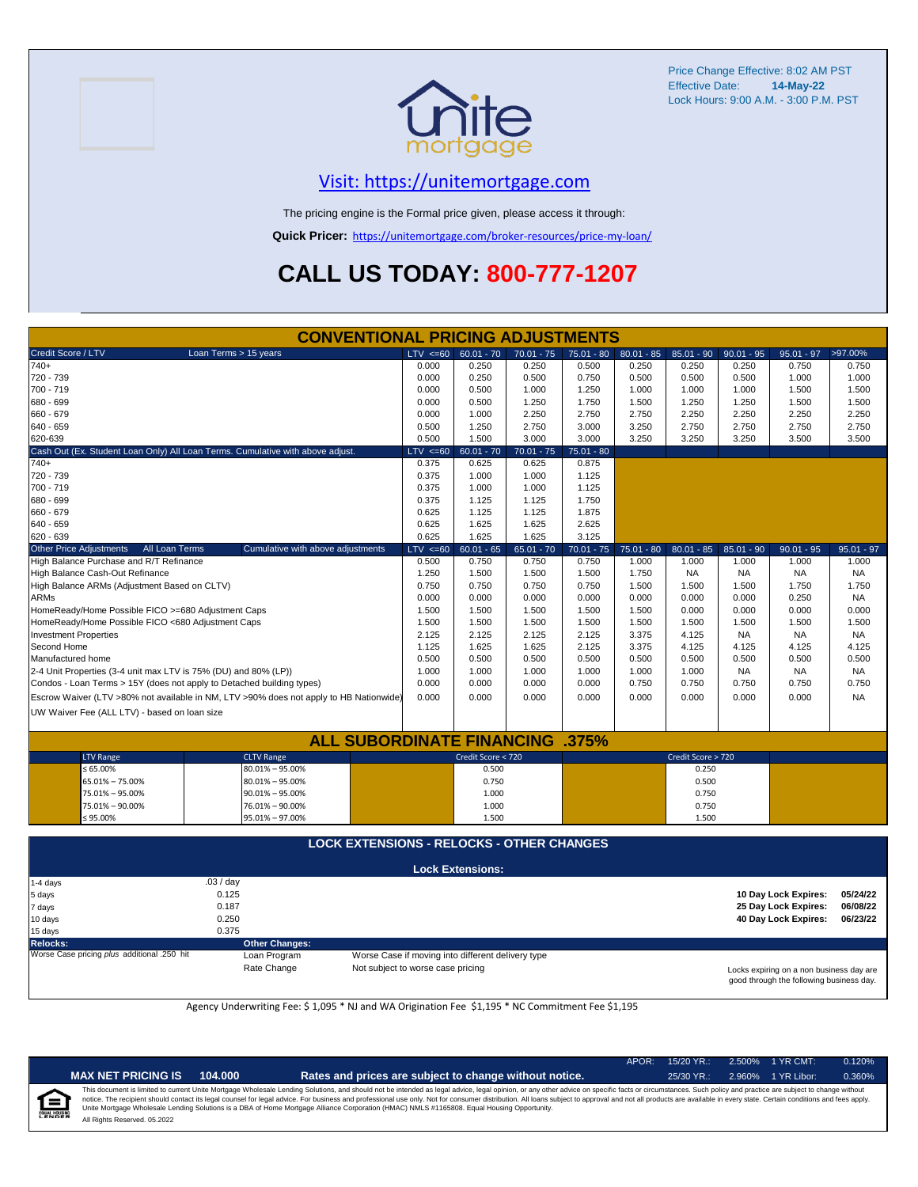Price Change Effective: 8:02 AM PST
Effective Date: **14-May-22**
Lock Hours: 9:00 A.M. - 3:00 P.M. PST

## Visit: https://unitemortgage.com

The pricing engine is the Formal price given, please access it through:

**Quick Pricer:** https://unitemortgage.com/broker-resources/price-my-loan/

# CALL US TODAY: 800-777-1207

## CONVENTIONAL PRICING ADJUSTMENTS

| Credit Score / LTV — Loan Terms > 15 years | LTV <=60 | 60.01 - 70 | 70.01 - 75 | 75.01 - 80 | 80.01 - 85 | 85.01 - 90 | 90.01 - 95 | 95.01 - 97 | >97.00% |
|---|---|---|---|---|---|---|---|---|---|
| 740+ | 0.000 | 0.250 | 0.250 | 0.500 | 0.250 | 0.250 | 0.250 | 0.750 | 0.750 |
| 720 - 739 | 0.000 | 0.250 | 0.500 | 0.750 | 0.500 | 0.500 | 0.500 | 1.000 | 1.000 |
| 700 - 719 | 0.000 | 0.500 | 1.000 | 1.250 | 1.000 | 1.000 | 1.000 | 1.500 | 1.500 |
| 680 - 699 | 0.000 | 0.500 | 1.250 | 1.750 | 1.500 | 1.250 | 1.250 | 1.500 | 1.500 |
| 660 - 679 | 0.000 | 1.000 | 2.250 | 2.750 | 2.750 | 2.250 | 2.250 | 2.250 | 2.250 |
| 640 - 659 | 0.500 | 1.250 | 2.750 | 3.000 | 3.250 | 2.750 | 2.750 | 2.750 | 2.750 |
| 620-639 | 0.500 | 1.500 | 3.000 | 3.000 | 3.250 | 3.250 | 3.250 | 3.500 | 3.500 |

| Cash Out (Ex. Student Loan Only) All Loan Terms. Cumulative with above adjust. | LTV <=60 | 60.01 - 70 | 70.01 - 75 | 75.01 - 80 |
|---|---|---|---|---|
| 740+ | 0.375 | 0.625 | 0.625 | 0.875 |
| 720 - 739 | 0.375 | 1.000 | 1.000 | 1.125 |
| 700 - 719 | 0.375 | 1.000 | 1.000 | 1.125 |
| 680 - 699 | 0.375 | 1.125 | 1.125 | 1.750 |
| 660 - 679 | 0.625 | 1.125 | 1.125 | 1.875 |
| 640 - 659 | 0.625 | 1.625 | 1.625 | 2.625 |
| 620 - 639 | 0.625 | 1.625 | 1.625 | 3.125 |

| Other Price Adjustments — All Loan Terms — Cumulative with above adjustments | LTV <=60 | 60.01 - 65 | 65.01 - 70 | 70.01 - 75 | 75.01 - 80 | 80.01 - 85 | 85.01 - 90 | 90.01 - 95 | 95.01 - 97 |
|---|---|---|---|---|---|---|---|---|---|
| High Balance Purchase and R/T Refinance | 0.500 | 0.750 | 0.750 | 0.750 | 1.000 | 1.000 | 1.000 | 1.000 | 1.000 |
| High Balance Cash-Out Refinance | 1.250 | 1.500 | 1.500 | 1.500 | 1.750 | NA | NA | NA | NA |
| High Balance ARMs (Adjustment Based on CLTV) | 0.750 | 0.750 | 0.750 | 0.750 | 1.500 | 1.500 | 1.500 | 1.750 | 1.750 |
| ARMs | 0.000 | 0.000 | 0.000 | 0.000 | 0.000 | 0.000 | 0.000 | 0.250 | NA |
| HomeReady/Home Possible FICO >=680 Adjustment Caps | 1.500 | 1.500 | 1.500 | 1.500 | 1.500 | 0.000 | 0.000 | 0.000 | 0.000 |
| HomeReady/Home Possible FICO <680 Adjustment Caps | 1.500 | 1.500 | 1.500 | 1.500 | 1.500 | 1.500 | 1.500 | 1.500 | 1.500 |
| Investment Properties | 2.125 | 2.125 | 2.125 | 2.125 | 3.375 | 4.125 | NA | NA | NA |
| Second Home | 1.125 | 1.625 | 1.625 | 2.125 | 3.375 | 4.125 | 4.125 | 4.125 | 4.125 |
| Manufactured home | 0.500 | 0.500 | 0.500 | 0.500 | 0.500 | 0.500 | 0.500 | 0.500 | 0.500 |
| 2-4 Unit Properties (3-4 unit max LTV is 75% (DU) and 80% (LP)) | 1.000 | 1.000 | 1.000 | 1.000 | 1.000 | 1.000 | NA | NA | NA |
| Condos - Loan Terms > 15Y (does not apply to Detached building types) | 0.000 | 0.000 | 0.000 | 0.000 | 0.750 | 0.750 | 0.750 | 0.750 | 0.750 |
| Escrow Waiver (LTV >80% not available in NM, LTV >90% does not apply to HB Nationwide) | 0.000 | 0.000 | 0.000 | 0.000 | 0.000 | 0.000 | 0.000 | 0.000 | NA |
| UW Waiver Fee (ALL LTV) - based on loan size | | | | | | | | | |

## ALL SUBORDINATE FINANCING .375%

| LTV Range | CLTV Range | Credit Score < 720 | Credit Score > 720 |
|---|---|---|---|
| ≤ 65.00% | 80.01% – 95.00% | 0.500 | 0.250 |
| 65.01% – 75.00% | 80.01% – 95.00% | 0.750 | 0.500 |
| 75.01% – 95.00% | 90.01% – 95.00% | 1.000 | 0.750 |
| 75.01% – 90.00% | 76.01% – 90.00% | 1.000 | 0.750 |
| ≤ 95.00% | 95.01% – 97.00% | 1.500 | 1.500 |

## LOCK EXTENSIONS - RELOCKS - OTHER CHANGES

### Lock Extensions:

| | |
|---|---|
| 1-4 days | .03 / day |
| 5 days | 0.125 |
| 7 days | 0.187 |
| 10 days | 0.250 |
| 15 days | 0.375 |

| | |
|---|---|
| 10 Day Lock Expires: | 05/24/22 |
| 25 Day Lock Expires: | 06/08/22 |
| 40 Day Lock Expires: | 06/23/22 |

**Relocks:**
Worse Case pricing *plus* additional .250 hit

**Other Changes:**

| | |
|---|---|
| Loan Program | Worse Case if moving into different delivery type |
| Rate Change | Not subject to worse case pricing |

Locks expiring on a non business day are good through the following business day.

Agency Underwriting Fee: $ 1,095 * NJ and WA Origination Fee $1,195 * NC Commitment Fee $1,195

| APOR: | 15/20 YR.: | 2.500% | 1 YR CMT: | 0.120% |
|---|---|---|---|---|
| | 25/30 YR.: | 2.960% | 1 YR Libor: | 0.360% |

**MAX NET PRICING IS 104.000** — **Rates and prices are subject to change without notice.**

This document is limited to current Unite Mortgage Wholesale Lending Solutions, and should not be intended as legal advice, legal opinion, or any other advice on specific facts or circumstances. Such policy and practice are subject to change without notice. The recipient should contact its legal counsel for legal advice. For business and professional use only. Not for consumer distribution. All loans subject to approval and not all products are available in every state. Certain conditions and fees apply. Unite Mortgage Wholesale Lending Solutions is a DBA of Home Mortgage Alliance Corporation (HMAC) NMLS #1165808. Equal Housing Opportunity.

All Rights Reserved. 05.2022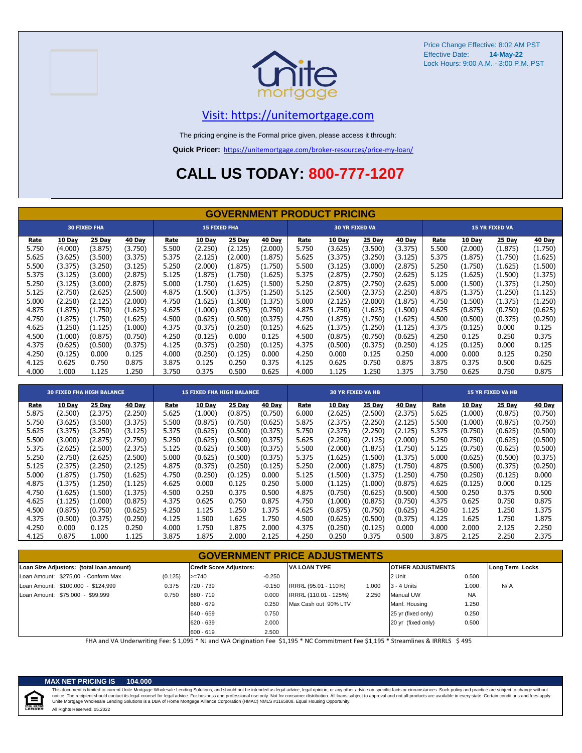Price Change Effective: 8:02 AM PST
Effective Date: **14-May-22**
Lock Hours: 9:00 A.M. - 3:00 P.M. PST

unite mortgage

Visit: https://unitemortgage.com

The pricing engine is the Formal price given, please access it through:

**Quick Pricer:** https://unitemortgage.com/broker-resources/price-my-loan/

# CALL US TODAY: 800-777-1207

## GOVERNMENT PRODUCT PRICING

| 30 FIXED FHA | | | | 15 FIXED FHA | | | | 30 YR FIXED VA | | | | 15 YR FIXED VA | | | |
|---|---|---|---|---|---|---|---|---|---|---|---|---|---|---|---|
| Rate | 10 Day | 25 Day | 40 Day | Rate | 10 Day | 25 Day | 40 Day | Rate | 10 Day | 25 Day | 40 Day | Rate | 10 Day | 25 Day | 40 Day |
| 5.750 | (4.000) | (3.875) | (3.750) | 5.500 | (2.250) | (2.125) | (2.000) | 5.750 | (3.625) | (3.500) | (3.375) | 5.500 | (2.000) | (1.875) | (1.750) |
| 5.625 | (3.625) | (3.500) | (3.375) | 5.375 | (2.125) | (2.000) | (1.875) | 5.625 | (3.375) | (3.250) | (3.125) | 5.375 | (1.875) | (1.750) | (1.625) |
| 5.500 | (3.375) | (3.250) | (3.125) | 5.250 | (2.000) | (1.875) | (1.750) | 5.500 | (3.125) | (3.000) | (2.875) | 5.250 | (1.750) | (1.625) | (1.500) |
| 5.375 | (3.125) | (3.000) | (2.875) | 5.125 | (1.875) | (1.750) | (1.625) | 5.375 | (2.875) | (2.750) | (2.625) | 5.125 | (1.625) | (1.500) | (1.375) |
| 5.250 | (3.125) | (3.000) | (2.875) | 5.000 | (1.750) | (1.625) | (1.500) | 5.250 | (2.875) | (2.750) | (2.625) | 5.000 | (1.500) | (1.375) | (1.250) |
| 5.125 | (2.750) | (2.625) | (2.500) | 4.875 | (1.500) | (1.375) | (1.250) | 5.125 | (2.500) | (2.375) | (2.250) | 4.875 | (1.375) | (1.250) | (1.125) |
| 5.000 | (2.250) | (2.125) | (2.000) | 4.750 | (1.625) | (1.500) | (1.375) | 5.000 | (2.125) | (2.000) | (1.875) | 4.750 | (1.500) | (1.375) | (1.250) |
| 4.875 | (1.875) | (1.750) | (1.625) | 4.625 | (1.000) | (0.875) | (0.750) | 4.875 | (1.750) | (1.625) | (1.500) | 4.625 | (0.875) | (0.750) | (0.625) |
| 4.750 | (1.875) | (1.750) | (1.625) | 4.500 | (0.625) | (0.500) | (0.375) | 4.750 | (1.875) | (1.750) | (1.625) | 4.500 | (0.500) | (0.375) | (0.250) |
| 4.625 | (1.250) | (1.125) | (1.000) | 4.375 | (0.375) | (0.250) | (0.125) | 4.625 | (1.375) | (1.250) | (1.125) | 4.375 | (0.125) | 0.000 | 0.125 |
| 4.500 | (1.000) | (0.875) | (0.750) | 4.250 | (0.125) | 0.000 | 0.125 | 4.500 | (0.875) | (0.750) | (0.625) | 4.250 | 0.125 | 0.250 | 0.375 |
| 4.375 | (0.625) | (0.500) | (0.375) | 4.125 | (0.375) | (0.250) | (0.125) | 4.375 | (0.500) | (0.375) | (0.250) | 4.125 | (0.125) | 0.000 | 0.125 |
| 4.250 | (0.125) | 0.000 | 0.125 | 4.000 | (0.250) | (0.125) | 0.000 | 4.250 | 0.000 | 0.125 | 0.250 | 4.000 | 0.000 | 0.125 | 0.250 |
| 4.125 | 0.625 | 0.750 | 0.875 | 3.875 | 0.125 | 0.250 | 0.375 | 4.125 | 0.625 | 0.750 | 0.875 | 3.875 | 0.375 | 0.500 | 0.625 |
| 4.000 | 1.000 | 1.125 | 1.250 | 3.750 | 0.375 | 0.500 | 0.625 | 4.000 | 1.125 | 1.250 | 1.375 | 3.750 | 0.625 | 0.750 | 0.875 |

| 30 FIXED FHA HIGH BALANCE | | | | 15 FIXED FHA HIGH BALANCE | | | | 30 YR FIXED VA HB | | | | 15 YR FIXED VA HB | | | |
|---|---|---|---|---|---|---|---|---|---|---|---|---|---|---|---|
| Rate | 10 Day | 25 Day | 40 Day | Rate | 10 Day | 25 Day | 40 Day | Rate | 10 Day | 25 Day | 40 Day | Rate | 10 Day | 25 Day | 40 Day |
| 5.875 | (2.500) | (2.375) | (2.250) | 5.625 | (1.000) | (0.875) | (0.750) | 6.000 | (2.625) | (2.500) | (2.375) | 5.625 | (1.000) | (0.875) | (0.750) |
| 5.750 | (3.625) | (3.500) | (3.375) | 5.500 | (0.875) | (0.750) | (0.625) | 5.875 | (2.375) | (2.250) | (2.125) | 5.500 | (1.000) | (0.875) | (0.750) |
| 5.625 | (3.375) | (3.250) | (3.125) | 5.375 | (0.625) | (0.500) | (0.375) | 5.750 | (2.375) | (2.250) | (2.125) | 5.375 | (0.750) | (0.625) | (0.500) |
| 5.500 | (3.000) | (2.875) | (2.750) | 5.250 | (0.625) | (0.500) | (0.375) | 5.625 | (2.250) | (2.125) | (2.000) | 5.250 | (0.750) | (0.625) | (0.500) |
| 5.375 | (2.625) | (2.500) | (2.375) | 5.125 | (0.625) | (0.500) | (0.375) | 5.500 | (2.000) | (1.875) | (1.750) | 5.125 | (0.750) | (0.625) | (0.500) |
| 5.250 | (2.750) | (2.625) | (2.500) | 5.000 | (0.625) | (0.500) | (0.375) | 5.375 | (1.625) | (1.500) | (1.375) | 5.000 | (0.625) | (0.500) | (0.375) |
| 5.125 | (2.375) | (2.250) | (2.125) | 4.875 | (0.375) | (0.250) | (0.125) | 5.250 | (2.000) | (1.875) | (1.750) | 4.875 | (0.500) | (0.375) | (0.250) |
| 5.000 | (1.875) | (1.750) | (1.625) | 4.750 | (0.250) | (0.125) | 0.000 | 5.125 | (1.500) | (1.375) | (1.250) | 4.750 | (0.250) | (0.125) | 0.000 |
| 4.875 | (1.375) | (1.250) | (1.125) | 4.625 | 0.000 | 0.125 | 0.250 | 5.000 | (1.125) | (1.000) | (0.875) | 4.625 | (0.125) | 0.000 | 0.125 |
| 4.750 | (1.625) | (1.500) | (1.375) | 4.500 | 0.250 | 0.375 | 0.500 | 4.875 | (0.750) | (0.625) | (0.500) | 4.500 | 0.250 | 0.375 | 0.500 |
| 4.625 | (1.125) | (1.000) | (0.875) | 4.375 | 0.625 | 0.750 | 0.875 | 4.750 | (1.000) | (0.875) | (0.750) | 4.375 | 0.625 | 0.750 | 0.875 |
| 4.500 | (0.875) | (0.750) | (0.625) | 4.250 | 1.125 | 1.250 | 1.375 | 4.625 | (0.875) | (0.750) | (0.625) | 4.250 | 1.125 | 1.250 | 1.375 |
| 4.375 | (0.500) | (0.375) | (0.250) | 4.125 | 1.500 | 1.625 | 1.750 | 4.500 | (0.625) | (0.500) | (0.375) | 4.125 | 1.625 | 1.750 | 1.875 |
| 4.250 | 0.000 | 0.125 | 0.250 | 4.000 | 1.750 | 1.875 | 2.000 | 4.375 | (0.250) | (0.125) | 0.000 | 4.000 | 2.000 | 2.125 | 2.250 |
| 4.125 | 0.875 | 1.000 | 1.125 | 3.875 | 1.875 | 2.000 | 2.125 | 4.250 | 0.250 | 0.375 | 0.500 | 3.875 | 2.125 | 2.250 | 2.375 |

## GOVERNMENT PRICE ADJUSTMENTS

| Loan Size Adjustors: (total loan amount) | | Credit Score Adjustors: | | VA LOAN TYPE | | OTHER ADJUSTMENTS | | Long Term Locks |
|---|---|---|---|---|---|---|---|---|
| Loan Amount: $275,00 - Conform Max | (0.125) | >=740 | -0.250 | | | 2 Unit | 0.500 | |
| Loan Amount: $100,000 - $124,999 | 0.375 | 720 - 739 | -0.150 | IRRRL (95.01 - 110%) | 1.000 | 3 - 4 Units | 1.000 | N/ A |
| Loan Amount: $75,000 - $99,999 | 0.750 | 680 - 719 | 0.000 | IRRRL (110.01 - 125%) | 2.250 | Manual UW | NA | |
| | | 660 - 679 | 0.250 | Max Cash out 90% LTV | | Manf. Housing | 1.250 | |
| | | 640 - 659 | 0.750 | | | 25 yr (fixed only) | 0.250 | |
| | | 620 - 639 | 2.000 | | | 20 yr (fixed only) | 0.500 | |
| | | 600 - 619 | 2.500 | | | | | |

FHA and VA Underwriting Fee: $ 1,095 * NJ and WA Origination Fee $1,195 * NC Commitment Fee $1,195 * Streamlines & IRRRLS $ 495

**MAX NET PRICING IS 104.000**

This document is limited to current Unite Mortgage Wholesale Lending Solutions, and should not be intended as legal advice, legal opinion, or any other advice on specific facts or circumstances. Such policy and practice are subject to change without notice. The recipient should contact its legal counsel for legal advice. For business and professional use only. Not for consumer distribution. All loans subject to approval and not all products are available in every state. Certain conditions and fees apply. Unite Mortgage Wholesale Lending Solutions is a DBA of Home Mortgage Alliance Corporation (HMAC) NMLS #1165808. Equal Housing Opportunity.

All Rights Reserved. 05.2022